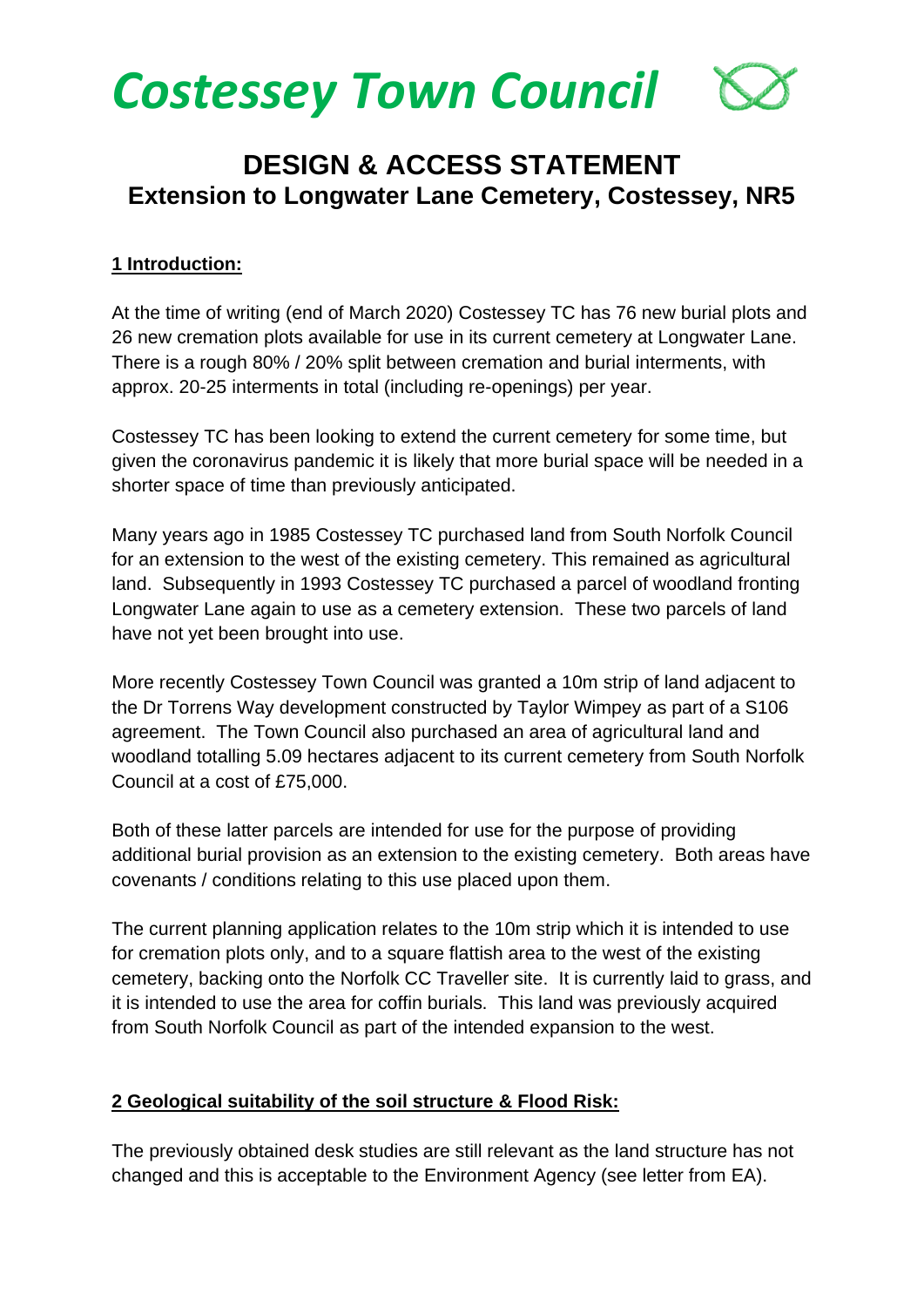# Costessey Town Council

## DESIGN & ACCESS STATEMENT
## Extension to Longwater Lane Cemetery, Costessey, NR5

### 1 Introduction:

At the time of writing (end of March 2020) Costessey TC has 76 new burial plots and 26 new cremation plots available for use in its current cemetery at Longwater Lane. There is a rough 80% / 20% split between cremation and burial interments, with approx. 20-25 interments in total (including re-openings) per year.

Costessey TC has been looking to extend the current cemetery for some time, but given the coronavirus pandemic it is likely that more burial space will be needed in a shorter space of time than previously anticipated.

Many years ago in 1985 Costessey TC purchased land from South Norfolk Council for an extension to the west of the existing cemetery. This remained as agricultural land. Subsequently in 1993 Costessey TC purchased a parcel of woodland fronting Longwater Lane again to use as a cemetery extension. These two parcels of land have not yet been brought into use.

More recently Costessey Town Council was granted a 10m strip of land adjacent to the Dr Torrens Way development constructed by Taylor Wimpey as part of a S106 agreement. The Town Council also purchased an area of agricultural land and woodland totalling 5.09 hectares adjacent to its current cemetery from South Norfolk Council at a cost of £75,000.

Both of these latter parcels are intended for use for the purpose of providing additional burial provision as an extension to the existing cemetery. Both areas have covenants / conditions relating to this use placed upon them.

The current planning application relates to the 10m strip which it is intended to use for cremation plots only, and to a square flattish area to the west of the existing cemetery, backing onto the Norfolk CC Traveller site. It is currently laid to grass, and it is intended to use the area for coffin burials. This land was previously acquired from South Norfolk Council as part of the intended expansion to the west.

### 2 Geological suitability of the soil structure & Flood Risk:

The previously obtained desk studies are still relevant as the land structure has not changed and this is acceptable to the Environment Agency (see letter from EA).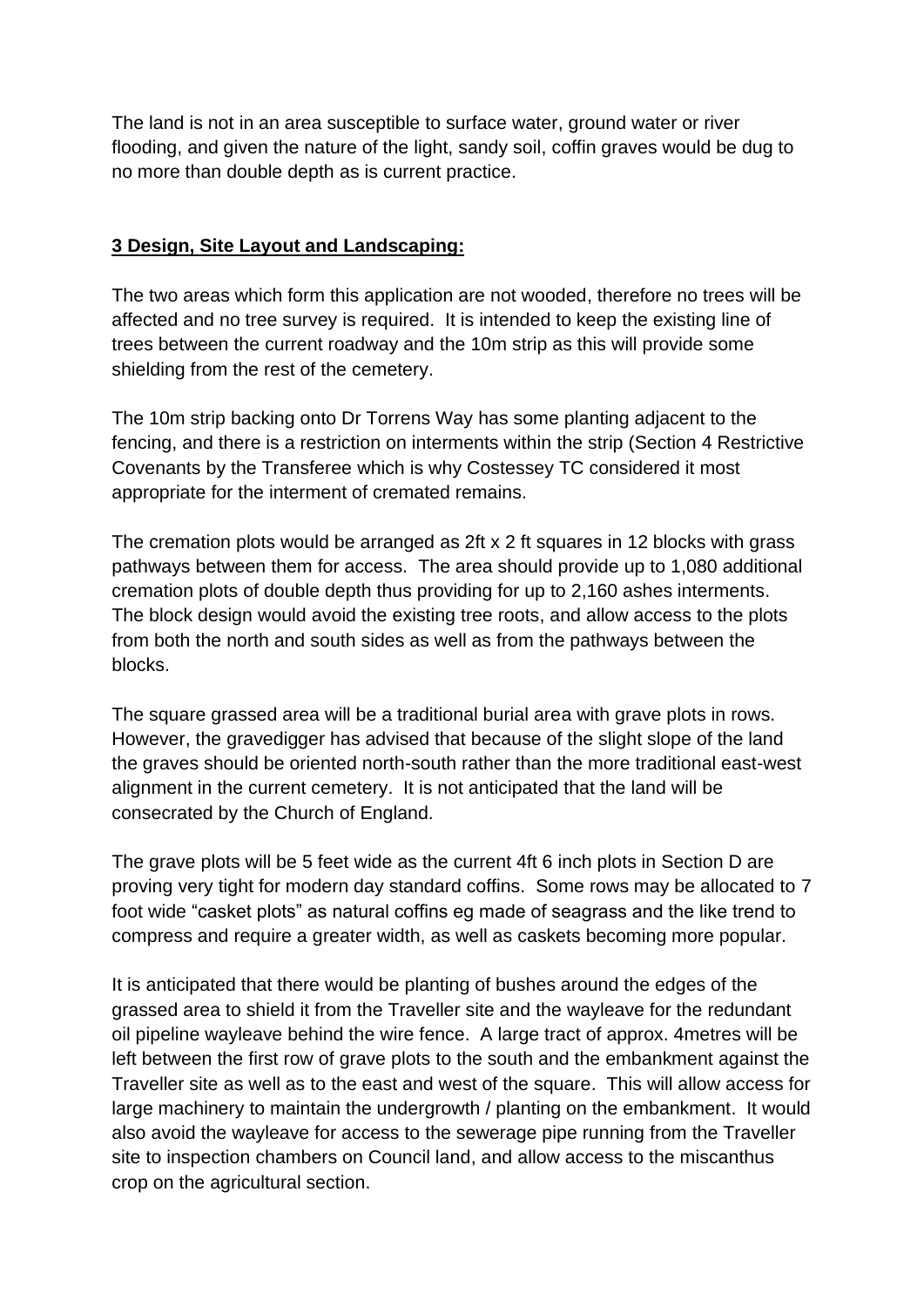The land is not in an area susceptible to surface water, ground water or river flooding, and given the nature of the light, sandy soil, coffin graves would be dug to no more than double depth as is current practice.

## **3 Design, Site Layout and Landscaping:**

The two areas which form this application are not wooded, therefore no trees will be affected and no tree survey is required. It is intended to keep the existing line of trees between the current roadway and the 10m strip as this will provide some shielding from the rest of the cemetery.

The 10m strip backing onto Dr Torrens Way has some planting adjacent to the fencing, and there is a restriction on interments within the strip (Section 4 Restrictive Covenants by the Transferee which is why Costessey TC considered it most appropriate for the interment of cremated remains.

The cremation plots would be arranged as 2ft x 2 ft squares in 12 blocks with grass pathways between them for access. The area should provide up to 1,080 additional cremation plots of double depth thus providing for up to 2,160 ashes interments. The block design would avoid the existing tree roots, and allow access to the plots from both the north and south sides as well as from the pathways between the blocks.

The square grassed area will be a traditional burial area with grave plots in rows. However, the gravedigger has advised that because of the slight slope of the land the graves should be oriented north-south rather than the more traditional east-west alignment in the current cemetery. It is not anticipated that the land will be consecrated by the Church of England.

The grave plots will be 5 feet wide as the current 4ft 6 inch plots in Section D are proving very tight for modern day standard coffins. Some rows may be allocated to 7 foot wide "casket plots" as natural coffins eg made of seagrass and the like trend to compress and require a greater width, as well as caskets becoming more popular.

It is anticipated that there would be planting of bushes around the edges of the grassed area to shield it from the Traveller site and the wayleave for the redundant oil pipeline wayleave behind the wire fence. A large tract of approx. 4metres will be left between the first row of grave plots to the south and the embankment against the Traveller site as well as to the east and west of the square. This will allow access for large machinery to maintain the undergrowth / planting on the embankment. It would also avoid the wayleave for access to the sewerage pipe running from the Traveller site to inspection chambers on Council land, and allow access to the miscanthus crop on the agricultural section.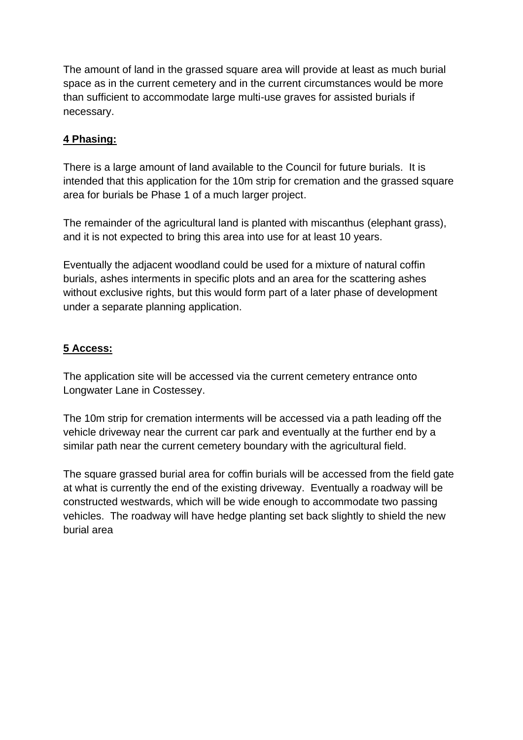The amount of land in the grassed square area will provide at least as much burial space as in the current cemetery and in the current circumstances would be more than sufficient to accommodate large multi-use graves for assisted burials if necessary.

**4 Phasing:**

There is a large amount of land available to the Council for future burials. It is intended that this application for the 10m strip for cremation and the grassed square area for burials be Phase 1 of a much larger project.

The remainder of the agricultural land is planted with miscanthus (elephant grass), and it is not expected to bring this area into use for at least 10 years.

Eventually the adjacent woodland could be used for a mixture of natural coffin burials, ashes interments in specific plots and an area for the scattering ashes without exclusive rights, but this would form part of a later phase of development under a separate planning application.

**5 Access:**

The application site will be accessed via the current cemetery entrance onto Longwater Lane in Costessey.

The 10m strip for cremation interments will be accessed via a path leading off the vehicle driveway near the current car park and eventually at the further end by a similar path near the current cemetery boundary with the agricultural field.

The square grassed burial area for coffin burials will be accessed from the field gate at what is currently the end of the existing driveway. Eventually a roadway will be constructed westwards, which will be wide enough to accommodate two passing vehicles. The roadway will have hedge planting set back slightly to shield the new burial area